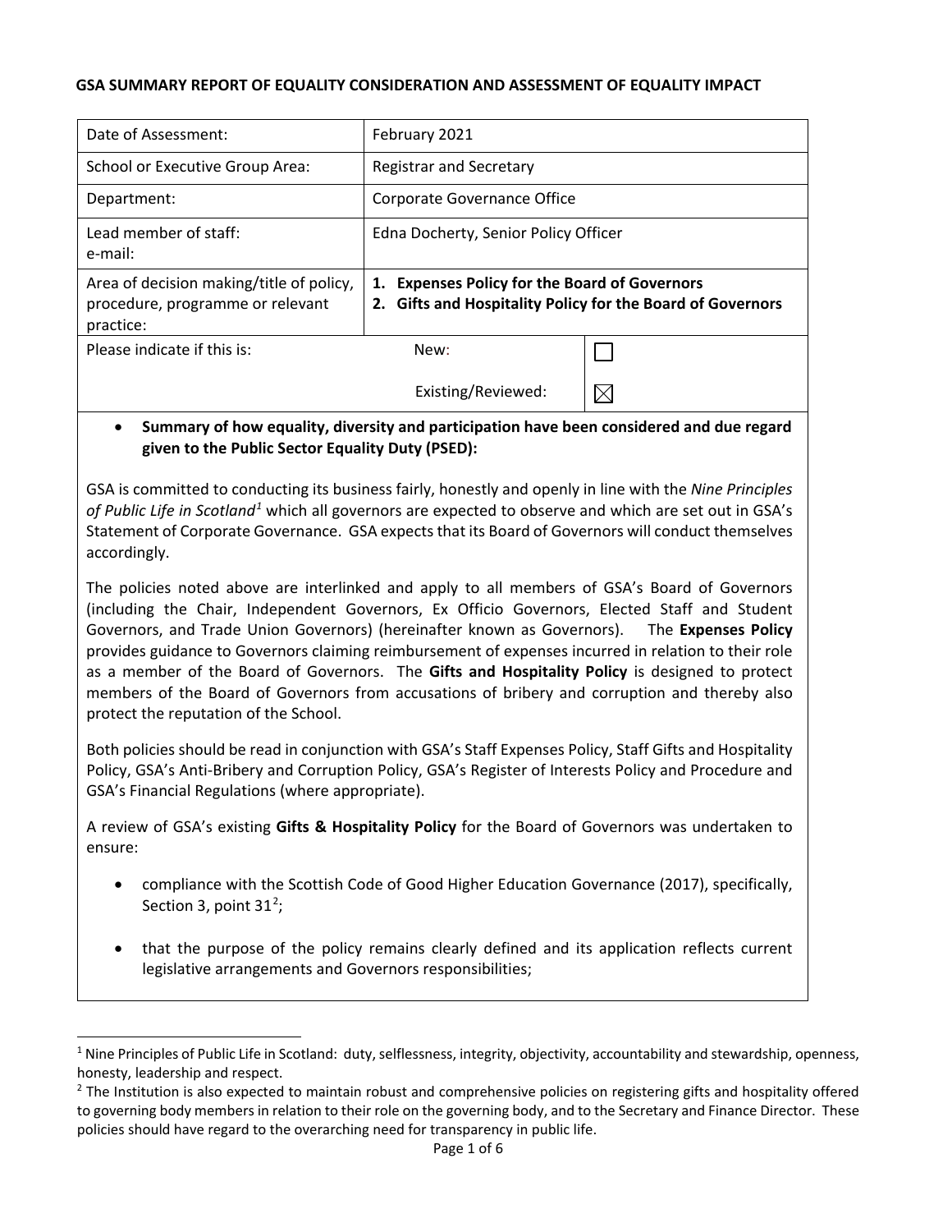## GSA SUMMARY REPORT OF EQUALITY CONSIDERATION AND ASSESSMENT OF EQUALITY IMPACT

| | | |
|---|---|---|
| Date of Assessment: | February 2021 | |
| School or Executive Group Area: | Registrar and Secretary | |
| Department: | Corporate Governance Office | |
| Lead member of staff:<br>e-mail: | Edna Docherty, Senior Policy Officer | |
| Area of decision making/title of policy, procedure, programme or relevant practice: | **1. Expenses Policy for the Board of Governors**<br>**2. Gifts and Hospitality Policy for the Board of Governors** | |
| Please indicate if this is: | New: | ☐ |
| | Existing/Reviewed: | ☒ |

- **Summary of how equality, diversity and participation have been considered and due regard given to the Public Sector Equality Duty (PSED):**

GSA is committed to conducting its business fairly, honestly and openly in line with the *Nine Principles of Public Life in Scotland*[1] which all governors are expected to observe and which are set out in GSA's Statement of Corporate Governance. GSA expects that its Board of Governors will conduct themselves accordingly.

The policies noted above are interlinked and apply to all members of GSA's Board of Governors (including the Chair, Independent Governors, Ex Officio Governors, Elected Staff and Student Governors, and Trade Union Governors) (hereinafter known as Governors). The **Expenses Policy** provides guidance to Governors claiming reimbursement of expenses incurred in relation to their role as a member of the Board of Governors. The **Gifts and Hospitality Policy** is designed to protect members of the Board of Governors from accusations of bribery and corruption and thereby also protect the reputation of the School.

Both policies should be read in conjunction with GSA's Staff Expenses Policy, Staff Gifts and Hospitality Policy, GSA's Anti-Bribery and Corruption Policy, GSA's Register of Interests Policy and Procedure and GSA's Financial Regulations (where appropriate).

A review of GSA's existing **Gifts & Hospitality Policy** for the Board of Governors was undertaken to ensure:

- compliance with the Scottish Code of Good Higher Education Governance (2017), specifically, Section 3, point 31[2];
- that the purpose of the policy remains clearly defined and its application reflects current legislative arrangements and Governors responsibilities;

---

[1] Nine Principles of Public Life in Scotland: duty, selflessness, integrity, objectivity, accountability and stewardship, openness, honesty, leadership and respect.

[2] The Institution is also expected to maintain robust and comprehensive policies on registering gifts and hospitality offered to governing body members in relation to their role on the governing body, and to the Secretary and Finance Director. These policies should have regard to the overarching need for transparency in public life.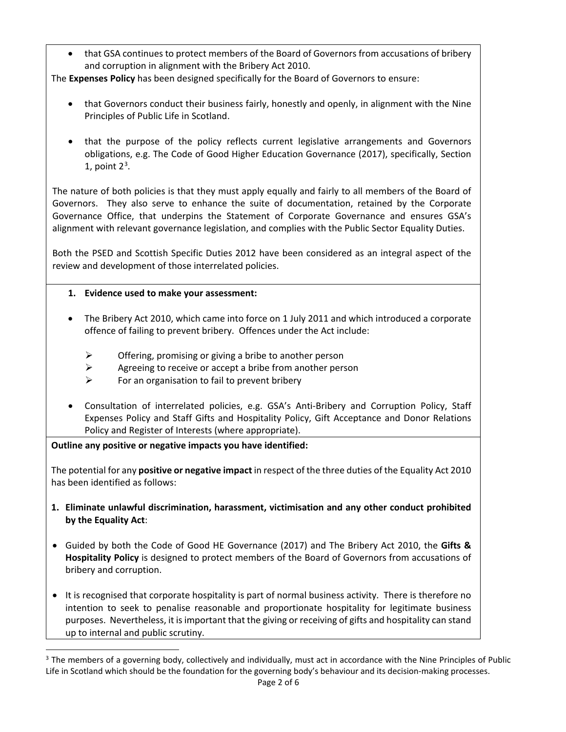- that GSA continues to protect members of the Board of Governors from accusations of bribery and corruption in alignment with the Bribery Act 2010.

The **Expenses Policy** has been designed specifically for the Board of Governors to ensure:

- that Governors conduct their business fairly, honestly and openly, in alignment with the Nine Principles of Public Life in Scotland.

- that the purpose of the policy reflects current legislative arrangements and Governors obligations, e.g. The Code of Good Higher Education Governance (2017), specifically, Section 1, point 2[3].

The nature of both policies is that they must apply equally and fairly to all members of the Board of Governors. They also serve to enhance the suite of documentation, retained by the Corporate Governance Office, that underpins the Statement of Corporate Governance and ensures GSA's alignment with relevant governance legislation, and complies with the Public Sector Equality Duties.

Both the PSED and Scottish Specific Duties 2012 have been considered as an integral aspect of the review and development of those interrelated policies.

**1. Evidence used to make your assessment:**

- The Bribery Act 2010, which came into force on 1 July 2011 and which introduced a corporate offence of failing to prevent bribery. Offences under the Act include:
  - Offering, promising or giving a bribe to another person
  - Agreeing to receive or accept a bribe from another person
  - For an organisation to fail to prevent bribery

- Consultation of interrelated policies, e.g. GSA's Anti-Bribery and Corruption Policy, Staff Expenses Policy and Staff Gifts and Hospitality Policy, Gift Acceptance and Donor Relations Policy and Register of Interests (where appropriate).

**Outline any positive or negative impacts you have identified:**

The potential for any **positive or negative impact** in respect of the three duties of the Equality Act 2010 has been identified as follows:

**1. Eliminate unlawful discrimination, harassment, victimisation and any other conduct prohibited by the Equality Act**:

- Guided by both the Code of Good HE Governance (2017) and The Bribery Act 2010, the **Gifts & Hospitality Policy** is designed to protect members of the Board of Governors from accusations of bribery and corruption.

- It is recognised that corporate hospitality is part of normal business activity. There is therefore no intention to seek to penalise reasonable and proportionate hospitality for legitimate business purposes. Nevertheless, it is important that the giving or receiving of gifts and hospitality can stand up to internal and public scrutiny.

[3] The members of a governing body, collectively and individually, must act in accordance with the Nine Principles of Public Life in Scotland which should be the foundation for the governing body's behaviour and its decision-making processes.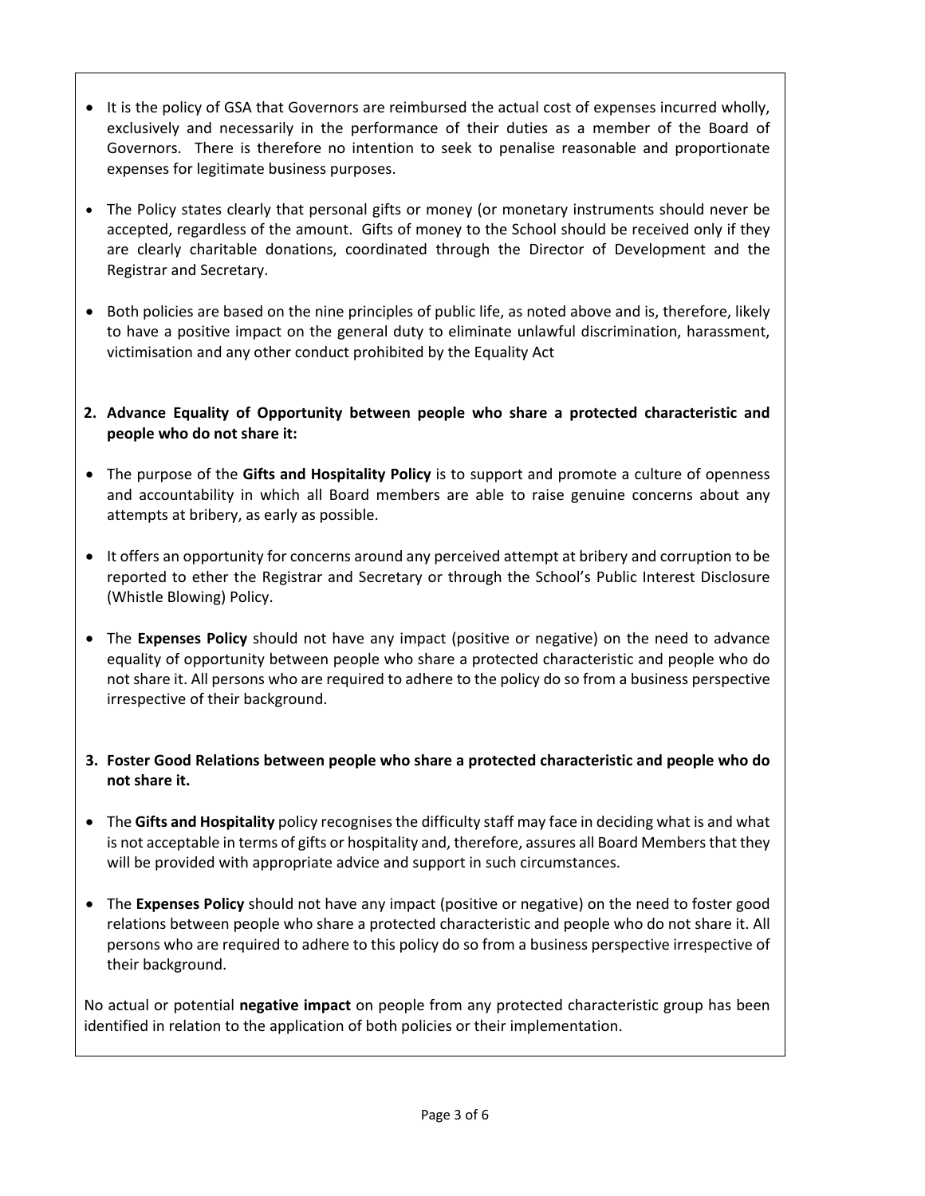- It is the policy of GSA that Governors are reimbursed the actual cost of expenses incurred wholly, exclusively and necessarily in the performance of their duties as a member of the Board of Governors. There is therefore no intention to seek to penalise reasonable and proportionate expenses for legitimate business purposes.

- The Policy states clearly that personal gifts or money (or monetary instruments should never be accepted, regardless of the amount. Gifts of money to the School should be received only if they are clearly charitable donations, coordinated through the Director of Development and the Registrar and Secretary.

- Both policies are based on the nine principles of public life, as noted above and is, therefore, likely to have a positive impact on the general duty to eliminate unlawful discrimination, harassment, victimisation and any other conduct prohibited by the Equality Act

**2. Advance Equality of Opportunity between people who share a protected characteristic and people who do not share it:**

- The purpose of the **Gifts and Hospitality Policy** is to support and promote a culture of openness and accountability in which all Board members are able to raise genuine concerns about any attempts at bribery, as early as possible.

- It offers an opportunity for concerns around any perceived attempt at bribery and corruption to be reported to ether the Registrar and Secretary or through the School's Public Interest Disclosure (Whistle Blowing) Policy.

- The **Expenses Policy** should not have any impact (positive or negative) on the need to advance equality of opportunity between people who share a protected characteristic and people who do not share it. All persons who are required to adhere to the policy do so from a business perspective irrespective of their background.

**3. Foster Good Relations between people who share a protected characteristic and people who do not share it.**

- The **Gifts and Hospitality** policy recognises the difficulty staff may face in deciding what is and what is not acceptable in terms of gifts or hospitality and, therefore, assures all Board Members that they will be provided with appropriate advice and support in such circumstances.

- The **Expenses Policy** should not have any impact (positive or negative) on the need to foster good relations between people who share a protected characteristic and people who do not share it. All persons who are required to adhere to this policy do so from a business perspective irrespective of their background.

No actual or potential **negative impact** on people from any protected characteristic group has been identified in relation to the application of both policies or their implementation.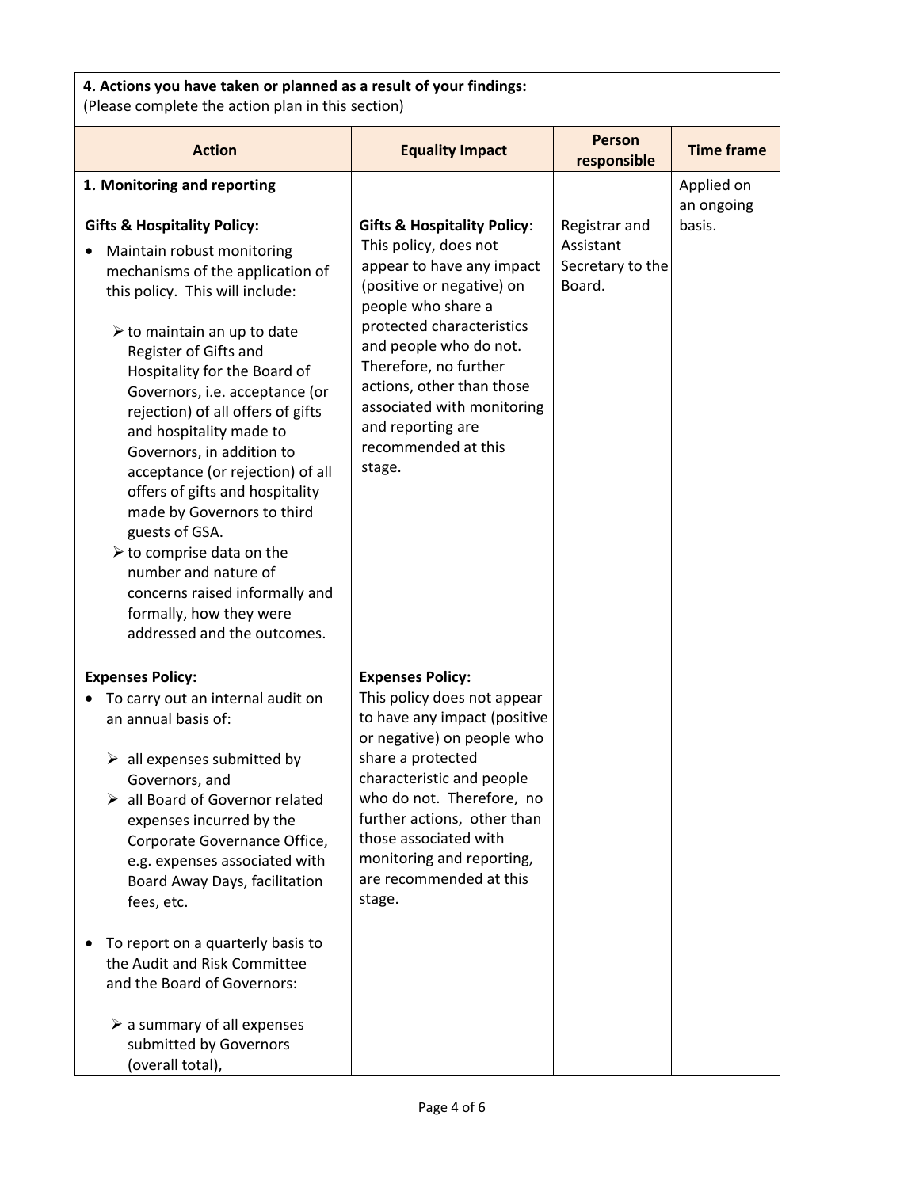**4. Actions you have taken or planned as a result of your findings:**
(Please complete the action plan in this section)

| Action | Equality Impact | Person responsible | Time frame |
|---|---|---|---|
| **1. Monitoring and reporting**<br><br>**Gifts & Hospitality Policy:**<br>• Maintain robust monitoring mechanisms of the application of this policy. This will include:<br>➢ to maintain an up to date Register of Gifts and Hospitality for the Board of Governors, i.e. acceptance (or rejection) of all offers of gifts and hospitality made to Governors, in addition to acceptance (or rejection) of all offers of gifts and hospitality made by Governors to third guests of GSA.<br>➢ to comprise data on the number and nature of concerns raised informally and formally, how they were addressed and the outcomes. | **Gifts & Hospitality Policy**: This policy, does not appear to have any impact (positive or negative) on people who share a protected characteristics and people who do not. Therefore, no further actions, other than those associated with monitoring and reporting are recommended at this stage. | Registrar and Assistant Secretary to the Board. | Applied on an ongoing basis. |
| **Expenses Policy:**<br>• To carry out an internal audit on an annual basis of:<br>➢ all expenses submitted by Governors, and<br>➢ all Board of Governor related expenses incurred by the Corporate Governance Office, e.g. expenses associated with Board Away Days, facilitation fees, etc.<br><br>• To report on a quarterly basis to the Audit and Risk Committee and the Board of Governors:<br>➢ a summary of all expenses submitted by Governors (overall total), | **Expenses Policy:**<br>This policy does not appear to have any impact (positive or negative) on people who share a protected characteristic and people who do not. Therefore, no further actions, other than those associated with monitoring and reporting, are recommended at this stage. | | |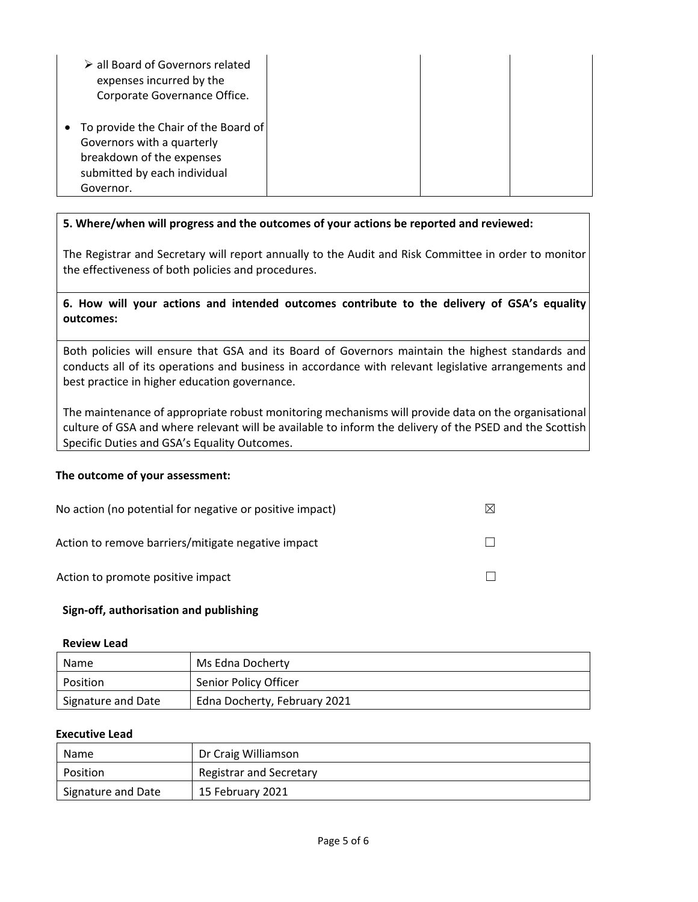| | | | |
|---|---|---|---|
| ➢ all Board of Governors related expenses incurred by the Corporate Governance Office.<br><br>• To provide the Chair of the Board of Governors with a quarterly breakdown of the expenses submitted by each individual Governor. | | | |

**5. Where/when will progress and the outcomes of your actions be reported and reviewed:**

The Registrar and Secretary will report annually to the Audit and Risk Committee in order to monitor the effectiveness of both policies and procedures.

**6. How will your actions and intended outcomes contribute to the delivery of GSA's equality outcomes:**

Both policies will ensure that GSA and its Board of Governors maintain the highest standards and conducts all of its operations and business in accordance with relevant legislative arrangements and best practice in higher education governance.

The maintenance of appropriate robust monitoring mechanisms will provide data on the organisational culture of GSA and where relevant will be available to inform the delivery of the PSED and the Scottish Specific Duties and GSA's Equality Outcomes.

**The outcome of your assessment:**

No action (no potential for negative or positive impact) ☒

Action to remove barriers/mitigate negative impact ☐

Action to promote positive impact ☐

**Sign-off, authorisation and publishing**

**Review Lead**

| Name | Ms Edna Docherty |
|---|---|
| Position | Senior Policy Officer |
| Signature and Date | Edna Docherty, February 2021 |

**Executive Lead**

| Name | Dr Craig Williamson |
|---|---|
| Position | Registrar and Secretary |
| Signature and Date | 15 February 2021 |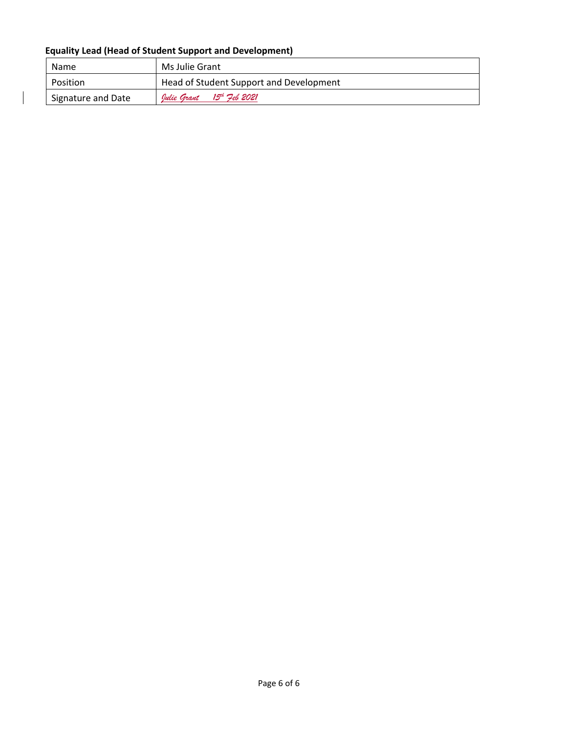**Equality Lead (Head of Student Support and Development)**

| | |
|---|---|
| Name | Ms Julie Grant |
| Position | Head of Student Support and Development |
| Signature and Date | *Julie Grant 15th Feb 2021* |